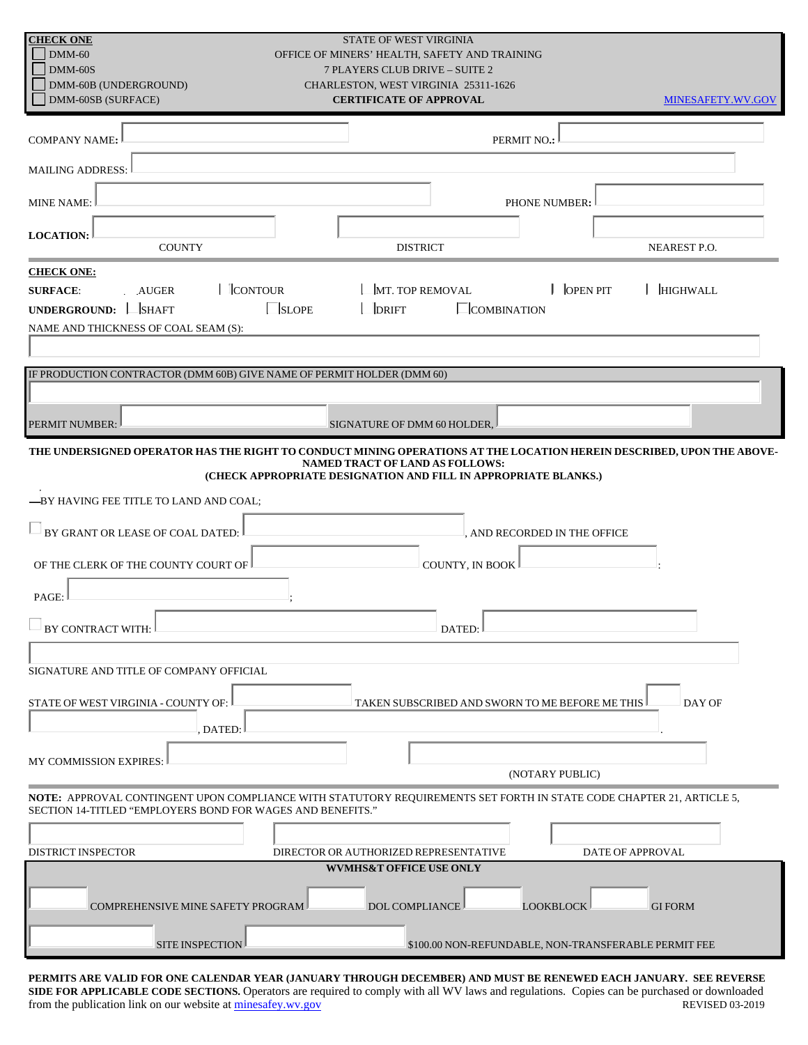**CHECK ONE**

- ☐ DMM-60
- ☐ DMM-60S
- ☐ DMM-60B (UNDERGROUND)
- ☐ DMM-60SB (SURFACE)

STATE OF WEST VIRGINIA
OFFICE OF MINERS' HEALTH, SAFETY AND TRAINING
7 PLAYERS CLUB DRIVE – SUITE 2
CHARLESTON, WEST VIRGINIA 25311-1626

**CERTIFICATE OF APPROVAL**

MINESAFETY.WV.GOV

COMPANY NAME: ____________ PERMIT NO.: ____________

MAILING ADDRESS: ____________

MINE NAME: ____________ PHONE NUMBER: ____________

**LOCATION:** ____________ COUNTY ____________ DISTRICT ____________ NEAREST P.O.

**CHECK ONE:**

**SURFACE**: ☐ AUGER ☐ CONTOUR ☐ MT. TOP REMOVAL ☐ OPEN PIT ☐ HIGHWALL

**UNDERGROUND:** ☐ SHAFT ☐ SLOPE ☐ DRIFT ☐ COMBINATION

NAME AND THICKNESS OF COAL SEAM (S): ____________

IF PRODUCTION CONTRACTOR (DMM 60B) GIVE NAME OF PERMIT HOLDER (DMM 60)

____________

PERMIT NUMBER: ____________ SIGNATURE OF DMM 60 HOLDER, ____________

**THE UNDERSIGNED OPERATOR HAS THE RIGHT TO CONDUCT MINING OPERATIONS AT THE LOCATION HEREIN DESCRIBED, UPON THE ABOVE-NAMED TRACT OF LAND AS FOLLOWS:**
**(CHECK APPROPRIATE DESIGNATION AND FILL IN APPROPRIATE BLANKS.)**

☐ BY HAVING FEE TITLE TO LAND AND COAL;

☐ BY GRANT OR LEASE OF COAL DATED: ____________, AND RECORDED IN THE OFFICE OF THE CLERK OF THE COUNTY COURT OF ____________ COUNTY, IN BOOK ____________: PAGE: ____________;

☐ BY CONTRACT WITH: ____________ DATED: ____________

____________
SIGNATURE AND TITLE OF COMPANY OFFICIAL

STATE OF WEST VIRGINIA - COUNTY OF: ____________ TAKEN SUBSCRIBED AND SWORN TO ME BEFORE ME THIS ____ DAY OF ____________, DATED: ____________.

MY COMMISSION EXPIRES: ____________ ____________ (NOTARY PUBLIC)

**NOTE:** APPROVAL CONTINGENT UPON COMPLIANCE WITH STATUTORY REQUIREMENTS SET FORTH IN STATE CODE CHAPTER 21, ARTICLE 5, SECTION 14-TITLED "EMPLOYERS BOND FOR WAGES AND BENEFITS."

____________ DISTRICT INSPECTOR ____________ DIRECTOR OR AUTHORIZED REPRESENTATIVE ____________ DATE OF APPROVAL

**WVMHS&T OFFICE USE ONLY**

____ COMPREHENSIVE MINE SAFETY PROGRAM ____ DOL COMPLIANCE ____ LOOKBLOCK ____ GI FORM

____ SITE INSPECTION ____ $100.00 NON-REFUNDABLE, NON-TRANSFERABLE PERMIT FEE

**PERMITS ARE VALID FOR ONE CALENDAR YEAR (JANUARY THROUGH DECEMBER) AND MUST BE RENEWED EACH JANUARY. SEE REVERSE SIDE FOR APPLICABLE CODE SECTIONS.** Operators are required to comply with all WV laws and regulations. Copies can be purchased or downloaded from the publication link on our website at minesafey.wv.gov

REVISED 03-2019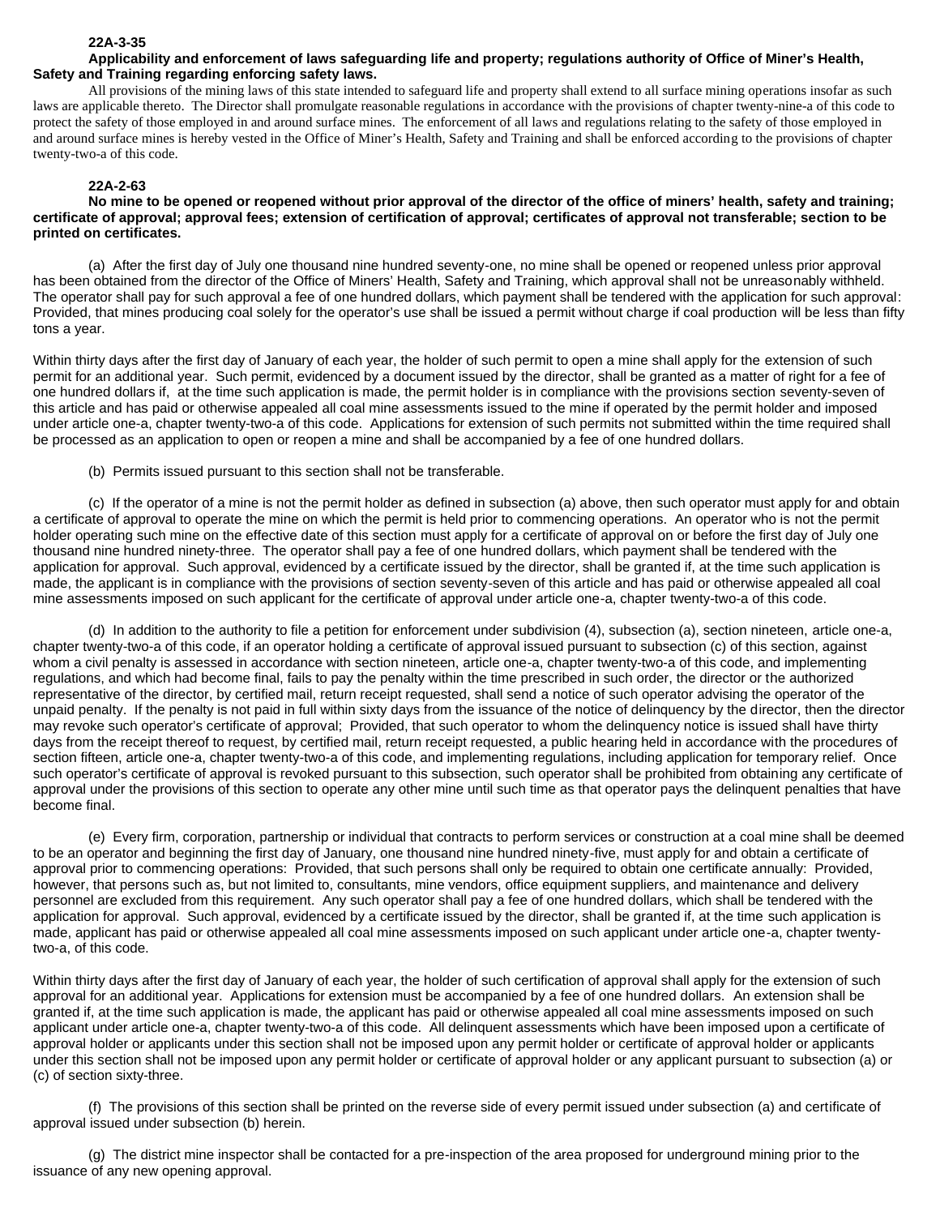**22A-3-35**

**Applicability and enforcement of laws safeguarding life and property; regulations authority of Office of Miner's Health, Safety and Training regarding enforcing safety laws.**

All provisions of the mining laws of this state intended to safeguard life and property shall extend to all surface mining operations insofar as such laws are applicable thereto. The Director shall promulgate reasonable regulations in accordance with the provisions of chapter twenty-nine-a of this code to protect the safety of those employed in and around surface mines. The enforcement of all laws and regulations relating to the safety of those employed in and around surface mines is hereby vested in the Office of Miner's Health, Safety and Training and shall be enforced according to the provisions of chapter twenty-two-a of this code.

**22A-2-63**

**No mine to be opened or reopened without prior approval of the director of the office of miners' health, safety and training; certificate of approval; approval fees; extension of certification of approval; certificates of approval not transferable; section to be printed on certificates.**

(a) After the first day of July one thousand nine hundred seventy-one, no mine shall be opened or reopened unless prior approval has been obtained from the director of the Office of Miners' Health, Safety and Training, which approval shall not be unreasonably withheld. The operator shall pay for such approval a fee of one hundred dollars, which payment shall be tendered with the application for such approval: Provided, that mines producing coal solely for the operator's use shall be issued a permit without charge if coal production will be less than fifty tons a year.

Within thirty days after the first day of January of each year, the holder of such permit to open a mine shall apply for the extension of such permit for an additional year. Such permit, evidenced by a document issued by the director, shall be granted as a matter of right for a fee of one hundred dollars if, at the time such application is made, the permit holder is in compliance with the provisions section seventy-seven of this article and has paid or otherwise appealed all coal mine assessments issued to the mine if operated by the permit holder and imposed under article one-a, chapter twenty-two-a of this code. Applications for extension of such permits not submitted within the time required shall be processed as an application to open or reopen a mine and shall be accompanied by a fee of one hundred dollars.

(b) Permits issued pursuant to this section shall not be transferable.

(c) If the operator of a mine is not the permit holder as defined in subsection (a) above, then such operator must apply for and obtain a certificate of approval to operate the mine on which the permit is held prior to commencing operations. An operator who is not the permit holder operating such mine on the effective date of this section must apply for a certificate of approval on or before the first day of July one thousand nine hundred ninety-three. The operator shall pay a fee of one hundred dollars, which payment shall be tendered with the application for approval. Such approval, evidenced by a certificate issued by the director, shall be granted if, at the time such application is made, the applicant is in compliance with the provisions of section seventy-seven of this article and has paid or otherwise appealed all coal mine assessments imposed on such applicant for the certificate of approval under article one-a, chapter twenty-two-a of this code.

(d) In addition to the authority to file a petition for enforcement under subdivision (4), subsection (a), section nineteen, article one-a, chapter twenty-two-a of this code, if an operator holding a certificate of approval issued pursuant to subsection (c) of this section, against whom a civil penalty is assessed in accordance with section nineteen, article one-a, chapter twenty-two-a of this code, and implementing regulations, and which had become final, fails to pay the penalty within the time prescribed in such order, the director or the authorized representative of the director, by certified mail, return receipt requested, shall send a notice of such operator advising the operator of the unpaid penalty. If the penalty is not paid in full within sixty days from the issuance of the notice of delinquency by the director, then the director may revoke such operator's certificate of approval; Provided, that such operator to whom the delinquency notice is issued shall have thirty days from the receipt thereof to request, by certified mail, return receipt requested, a public hearing held in accordance with the procedures of section fifteen, article one-a, chapter twenty-two-a of this code, and implementing regulations, including application for temporary relief. Once such operator's certificate of approval is revoked pursuant to this subsection, such operator shall be prohibited from obtaining any certificate of approval under the provisions of this section to operate any other mine until such time as that operator pays the delinquent penalties that have become final.

(e) Every firm, corporation, partnership or individual that contracts to perform services or construction at a coal mine shall be deemed to be an operator and beginning the first day of January, one thousand nine hundred ninety-five, must apply for and obtain a certificate of approval prior to commencing operations: Provided, that such persons shall only be required to obtain one certificate annually: Provided, however, that persons such as, but not limited to, consultants, mine vendors, office equipment suppliers, and maintenance and delivery personnel are excluded from this requirement. Any such operator shall pay a fee of one hundred dollars, which shall be tendered with the application for approval. Such approval, evidenced by a certificate issued by the director, shall be granted if, at the time such application is made, applicant has paid or otherwise appealed all coal mine assessments imposed on such applicant under article one-a, chapter twenty-two-a, of this code.

Within thirty days after the first day of January of each year, the holder of such certification of approval shall apply for the extension of such approval for an additional year. Applications for extension must be accompanied by a fee of one hundred dollars. An extension shall be granted if, at the time such application is made, the applicant has paid or otherwise appealed all coal mine assessments imposed on such applicant under article one-a, chapter twenty-two-a of this code. All delinquent assessments which have been imposed upon a certificate of approval holder or applicants under this section shall not be imposed upon any permit holder or certificate of approval holder or applicants under this section shall not be imposed upon any permit holder or certificate of approval holder or any applicant pursuant to subsection (a) or (c) of section sixty-three.

(f) The provisions of this section shall be printed on the reverse side of every permit issued under subsection (a) and certificate of approval issued under subsection (b) herein.

(g) The district mine inspector shall be contacted for a pre-inspection of the area proposed for underground mining prior to the issuance of any new opening approval.